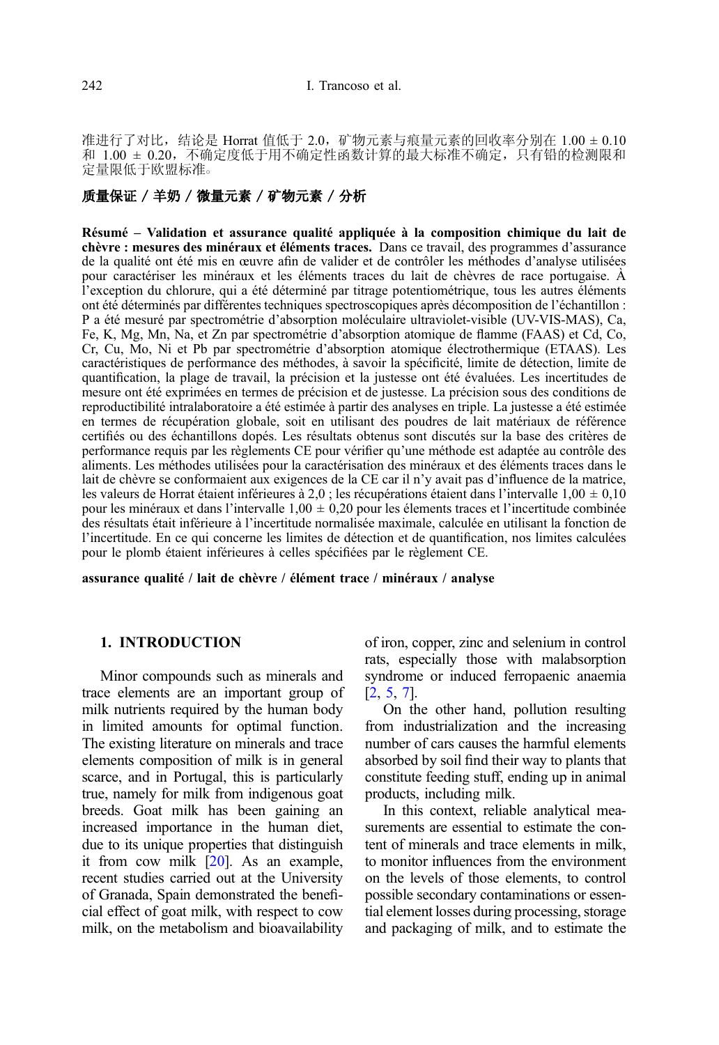准进行了对比，结论是 Horrat 值低于 2.0，矿物元素与痕量元素的回收率分别在 1.00 ± 0.10 和 1.00 ± 0.20，不确定度低于用不确定性函数计算的最大标准不确定，只有铅的检测限和定量限低于欧盟标准。

**质量保证 / 羊奶 / 微量元素 / 矿物元素 / 分析**

**Résumé – Validation et assurance qualité appliquée à la composition chimique du lait de chèvre : mesures des minéraux et éléments traces.** Dans ce travail, des programmes d'assurance de la qualité ont été mis en œuvre afin de valider et de contrôler les méthodes d'analyse utilisées pour caractériser les minéraux et les éléments traces du lait de chèvres de race portugaise. À l'exception du chlorure, qui a été déterminé par titrage potentiométrique, tous les autres éléments ont été déterminés par différentes techniques spectroscopiques après décomposition de l'échantillon : P a été mesuré par spectrométrie d'absorption moléculaire ultraviolet-visible (UV-VIS-MAS), Ca, Fe, K, Mg, Mn, Na, et Zn par spectrométrie d'absorption atomique de flamme (FAAS) et Cd, Co, Cr, Cu, Mo, Ni et Pb par spectrométrie d'absorption atomique électrothermique (ETAAS). Les caractéristiques de performance des méthodes, à savoir la spécificité, limite de détection, limite de quantification, la plage de travail, la précision et la justesse ont été évaluées. Les incertitudes de mesure ont été exprimées en termes de précision et de justesse. La précision sous des conditions de reproductibilité intralaboratoire a été estimée à partir des analyses en triple. La justesse a été estimée en termes de récupération globale, soit en utilisant des poudres de lait matériaux de référence certifiés ou des échantillons dopés. Les résultats obtenus sont discutés sur la base des critères de performance requis par les règlements CE pour vérifier qu'une méthode est adaptée au contrôle des aliments. Les méthodes utilisées pour la caractérisation des minéraux et des éléments traces dans le lait de chèvre se conformaient aux exigences de la CE car il n'y avait pas d'influence de la matrice, les valeurs de Horrat étaient inférieures à 2,0 ; les récupérations étaient dans l'intervalle 1,00 ± 0,10 pour les minéraux et dans l'intervalle 1,00 ± 0,20 pour les élements traces et l'incertitude combinée des résultats était inférieure à l'incertitude normalisée maximale, calculée en utilisant la fonction de l'incertitude. En ce qui concerne les limites de détection et de quantification, nos limites calculées pour le plomb étaient inférieures à celles spécifiées par le règlement CE.

**assurance qualité / lait de chèvre / élément trace / minéraux / analyse**

## 1. INTRODUCTION

Minor compounds such as minerals and trace elements are an important group of milk nutrients required by the human body in limited amounts for optimal function. The existing literature on minerals and trace elements composition of milk is in general scarce, and in Portugal, this is particularly true, namely for milk from indigenous goat breeds. Goat milk has been gaining an increased importance in the human diet, due to its unique properties that distinguish it from cow milk [20]. As an example, recent studies carried out at the University of Granada, Spain demonstrated the beneficial effect of goat milk, with respect to cow milk, on the metabolism and bioavailability of iron, copper, zinc and selenium in control rats, especially those with malabsorption syndrome or induced ferropaenic anaemia [2, 5, 7].

On the other hand, pollution resulting from industrialization and the increasing number of cars causes the harmful elements absorbed by soil find their way to plants that constitute feeding stuff, ending up in animal products, including milk.

In this context, reliable analytical measurements are essential to estimate the content of minerals and trace elements in milk, to monitor influences from the environment on the levels of those elements, to control possible secondary contaminations or essential element losses during processing, storage and packaging of milk, and to estimate the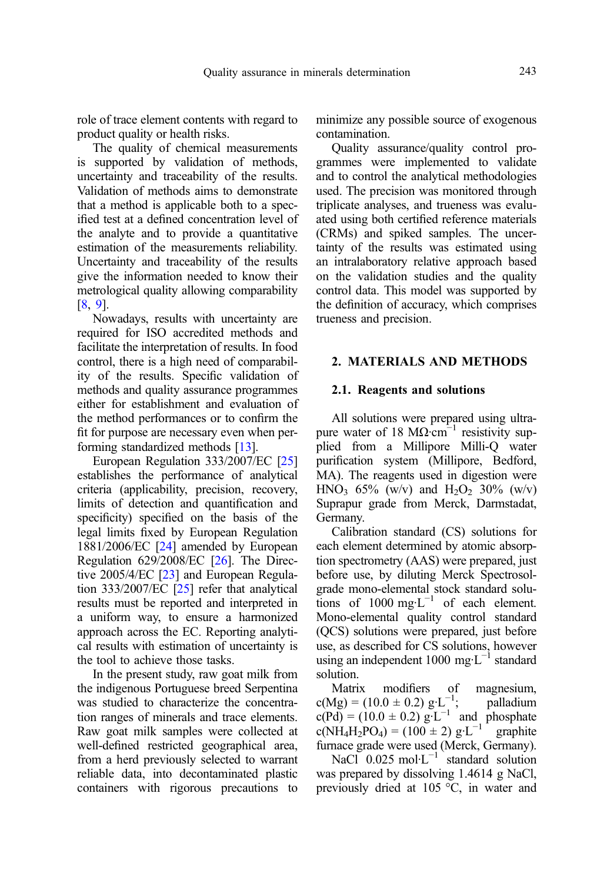role of trace element contents with regard to product quality or health risks.

The quality of chemical measurements is supported by validation of methods, uncertainty and traceability of the results. Validation of methods aims to demonstrate that a method is applicable both to a specified test at a defined concentration level of the analyte and to provide a quantitative estimation of the measurements reliability. Uncertainty and traceability of the results give the information needed to know their metrological quality allowing comparability [8, 9].

Nowadays, results with uncertainty are required for ISO accredited methods and facilitate the interpretation of results. In food control, there is a high need of comparability of the results. Specific validation of methods and quality assurance programmes either for establishment and evaluation of the method performances or to confirm the fit for purpose are necessary even when performing standardized methods [13].

European Regulation 333/2007/EC [25] establishes the performance of analytical criteria (applicability, precision, recovery, limits of detection and quantification and specificity) specified on the basis of the legal limits fixed by European Regulation 1881/2006/EC [24] amended by European Regulation 629/2008/EC [26]. The Directive 2005/4/EC [23] and European Regulation 333/2007/EC [25] refer that analytical results must be reported and interpreted in a uniform way, to ensure a harmonized approach across the EC. Reporting analytical results with estimation of uncertainty is the tool to achieve those tasks.

In the present study, raw goat milk from the indigenous Portuguese breed Serpentina was studied to characterize the concentration ranges of minerals and trace elements. Raw goat milk samples were collected at well-defined restricted geographical area, from a herd previously selected to warrant reliable data, into decontaminated plastic containers with rigorous precautions to minimize any possible source of exogenous contamination.

Quality assurance/quality control programmes were implemented to validate and to control the analytical methodologies used. The precision was monitored through triplicate analyses, and trueness was evaluated using both certified reference materials (CRMs) and spiked samples. The uncertainty of the results was estimated using an intralaboratory relative approach based on the validation studies and the quality control data. This model was supported by the definition of accuracy, which comprises trueness and precision.

## 2. MATERIALS AND METHODS

### 2.1. Reagents and solutions

All solutions were prepared using ultrapure water of 18 $M\Omega \cdot cm^{-1}$ resistivity supplied from a Millipore Milli-Q water purification system (Millipore, Bedford, MA). The reagents used in digestion were $HNO_3$ 65% (w/v) and $H_2O_2$ 30% (w/v) Suprapur grade from Merck, Darmstadat, Germany.

Calibration standard (CS) solutions for each element determined by atomic absorption spectrometry (AAS) were prepared, just before use, by diluting Merck Spectrosol-grade mono-elemental stock standard solutions of 1000 $mg \cdot L^{-1}$ of each element. Mono-elemental quality control standard (QCS) solutions were prepared, just before use, as described for CS solutions, however using an independent 1000 $mg \cdot L^{-1}$ standard solution.

Matrix modifiers of magnesium, $c(Mg) = (10.0 \pm 0.2)\ g \cdot L^{-1}$; palladium $c(Pd) = (10.0 \pm 0.2)\ g \cdot L^{-1}$ and phosphate $c(NH_4H_2PO_4) = (100 \pm 2)\ g \cdot L^{-1}$ graphite furnace grade were used (Merck, Germany).

NaCl 0.025 $mol \cdot L^{-1}$ standard solution was prepared by dissolving 1.4614 g NaCl, previously dried at 105 °C, in water and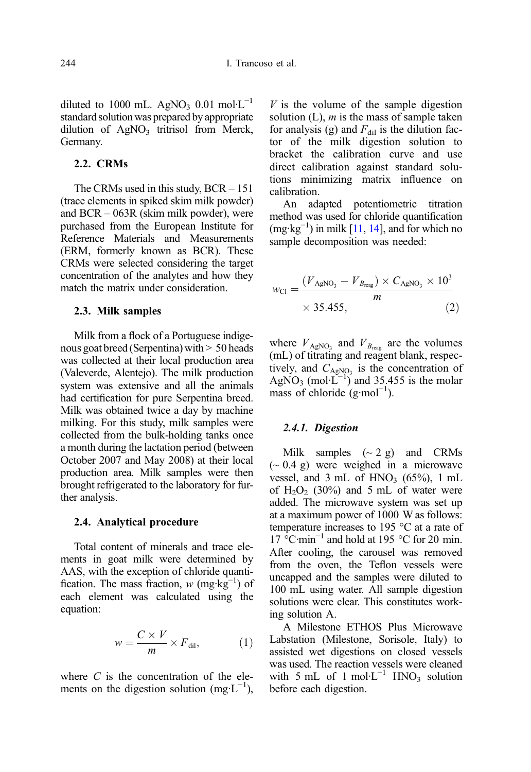diluted to 1000 mL. $AgNO_3$ 0.01 mol·L$^{-1}$ standard solution was prepared by appropriate dilution of $AgNO_3$ tritrisol from Merck, Germany.

### 2.2. CRMs

The CRMs used in this study, BCR – 151 (trace elements in spiked skim milk powder) and BCR – 063R (skim milk powder), were purchased from the European Institute for Reference Materials and Measurements (ERM, formerly known as BCR). These CRMs were selected considering the target concentration of the analytes and how they match the matrix under consideration.

### 2.3. Milk samples

Milk from a flock of a Portuguese indigenous goat breed (Serpentina) with > 50 heads was collected at their local production area (Valeverde, Alentejo). The milk production system was extensive and all the animals had certification for pure Serpentina breed. Milk was obtained twice a day by machine milking. For this study, milk samples were collected from the bulk-holding tanks once a month during the lactation period (between October 2007 and May 2008) at their local production area. Milk samples were then brought refrigerated to the laboratory for further analysis.

### 2.4. Analytical procedure

Total content of minerals and trace elements in goat milk were determined by AAS, with the exception of chloride quantification. The mass fraction, $w$ (mg·kg$^{-1}$) of each element was calculated using the equation:

$$w = \frac{C \times V}{m} \times F_{\mathrm{dil}}, \qquad (1)$$

where $C$ is the concentration of the elements on the digestion solution (mg·L$^{-1}$), $V$ is the volume of the sample digestion solution (L), $m$ is the mass of sample taken for analysis (g) and $F_{\mathrm{dil}}$ is the dilution factor of the milk digestion solution to bracket the calibration curve and use direct calibration against standard solutions minimizing matrix influence on calibration.

An adapted potentiometric titration method was used for chloride quantification (mg·kg$^{-1}$) in milk [11, 14], and for which no sample decomposition was needed:

$$w_{\mathrm{Cl}} = \frac{(V_{\mathrm{AgNO_3}} - V_{B_{\mathrm{reag}}}) \times C_{\mathrm{AgNO_3}} \times 10^3}{m} \times 35.455, \qquad (2)$$

where $V_{\mathrm{AgNO_3}}$ and $V_{B_{\mathrm{reag}}}$ are the volumes (mL) of titrating and reagent blank, respectively, and $C_{\mathrm{AgNO_3}}$ is the concentration of $AgNO_3$ (mol·L$^{-1}$) and 35.455 is the molar mass of chloride (g·mol$^{-1}$).

#### *2.4.1. Digestion*

Milk samples (~ 2 g) and CRMs (~ 0.4 g) were weighed in a microwave vessel, and 3 mL of $HNO_3$ (65%), 1 mL of $H_2O_2$ (30%) and 5 mL of water were added. The microwave system was set up at a maximum power of 1000 W as follows: temperature increases to 195 °C at a rate of 17 °C·min$^{-1}$ and hold at 195 °C for 20 min. After cooling, the carousel was removed from the oven, the Teflon vessels were uncapped and the samples were diluted to 100 mL using water. All sample digestion solutions were clear. This constitutes working solution A.

A Milestone ETHOS Plus Microwave Labstation (Milestone, Sorisole, Italy) to assisted wet digestions on closed vessels was used. The reaction vessels were cleaned with 5 mL of 1 mol·L$^{-1}$ $HNO_3$ solution before each digestion.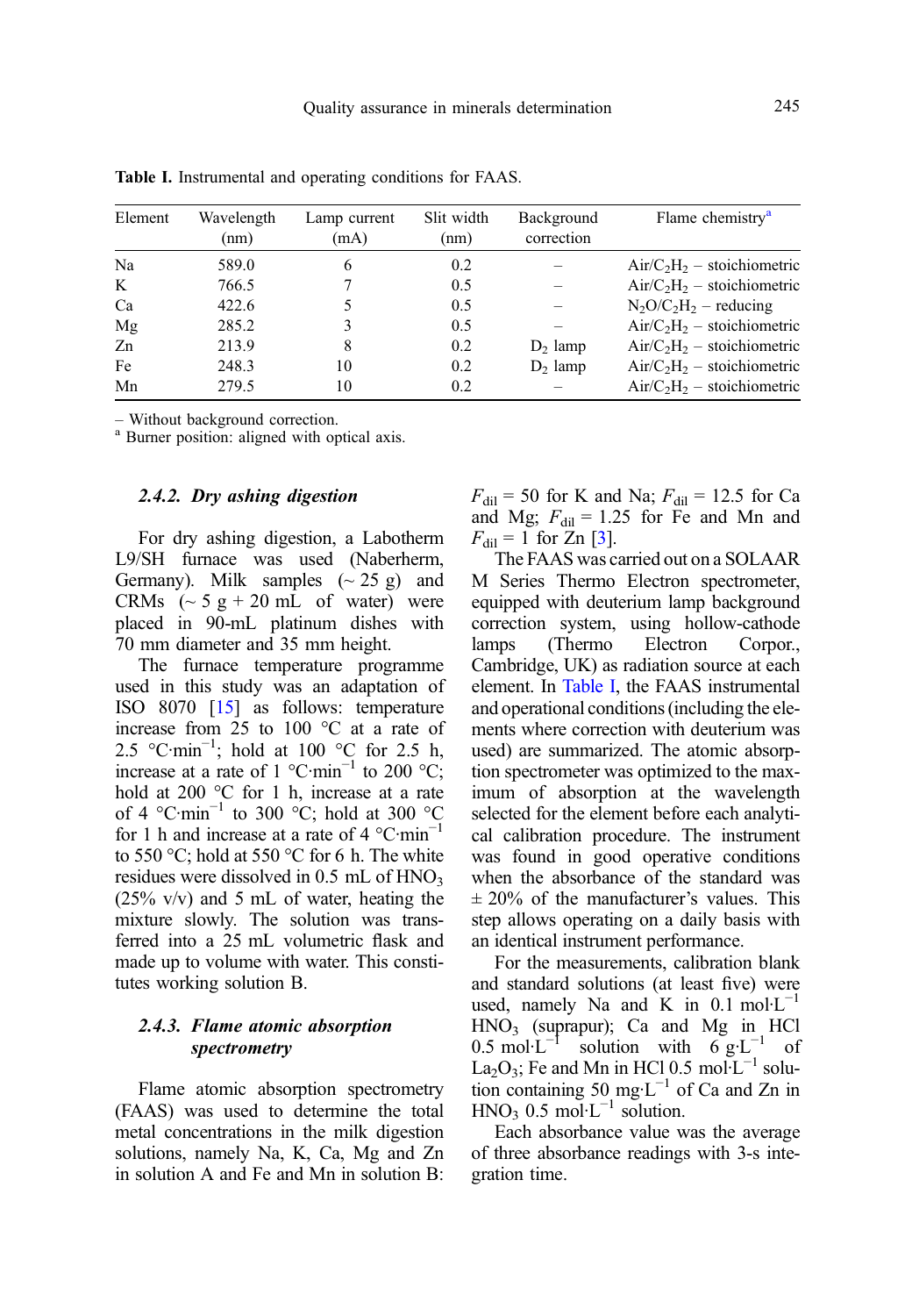**Table I.** Instrumental and operating conditions for FAAS.

| Element | Wavelength (nm) | Lamp current (mA) | Slit width (nm) | Background correction | Flame chemistry[a] |
|---|---|---|---|---|---|
| Na | 589.0 | 6 | 0.2 | – | Air/$C_2H_2$ – stoichiometric |
| K | 766.5 | 7 | 0.5 | – | Air/$C_2H_2$ – stoichiometric |
| Ca | 422.6 | 5 | 0.5 | – | $N_2O$/$C_2H_2$ – reducing |
| Mg | 285.2 | 3 | 0.5 | – | Air/$C_2H_2$ – stoichiometric |
| Zn | 213.9 | 8 | 0.2 | $D_2$ lamp | Air/$C_2H_2$ – stoichiometric |
| Fe | 248.3 | 10 | 0.2 | $D_2$ lamp | Air/$C_2H_2$ – stoichiometric |
| Mn | 279.5 | 10 | 0.2 | – | Air/$C_2H_2$ – stoichiometric |

– Without background correction.
[a] Burner position: aligned with optical axis.

### 2.4.2. Dry ashing digestion

For dry ashing digestion, a Labotherm L9/SH furnace was used (Naberherm, Germany). Milk samples (~ 25 g) and CRMs (~ 5 g + 20 mL of water) were placed in 90-mL platinum dishes with 70 mm diameter and 35 mm height.

The furnace temperature programme used in this study was an adaptation of ISO 8070 [15] as follows: temperature increase from 25 to 100 °C at a rate of 2.5 °C·min$^{-1}$; hold at 100 °C for 2.5 h, increase at a rate of 1 °C·min$^{-1}$ to 200 °C; hold at 200 °C for 1 h, increase at a rate of 4 °C·min$^{-1}$ to 300 °C; hold at 300 °C for 1 h and increase at a rate of 4 °C·min$^{-1}$ to 550 °C; hold at 550 °C for 6 h. The white residues were dissolved in 0.5 mL of $HNO_3$ (25% v/v) and 5 mL of water, heating the mixture slowly. The solution was transferred into a 25 mL volumetric flask and made up to volume with water. This constitutes working solution B.

### 2.4.3. Flame atomic absorption spectrometry

Flame atomic absorption spectrometry (FAAS) was used to determine the total metal concentrations in the milk digestion solutions, namely Na, K, Ca, Mg and Zn in solution A and Fe and Mn in solution B: $F_{dil}$ = 50 for K and Na; $F_{dil}$ = 12.5 for Ca and Mg; $F_{dil}$ = 1.25 for Fe and Mn and $F_{dil}$ = 1 for Zn [3].

The FAAS was carried out on a SOLAAR M Series Thermo Electron spectrometer, equipped with deuterium lamp background correction system, using hollow-cathode lamps (Thermo Electron Corpor., Cambridge, UK) as radiation source at each element. In Table I, the FAAS instrumental and operational conditions (including the elements where correction with deuterium was used) are summarized. The atomic absorption spectrometer was optimized to the maximum of absorption at the wavelength selected for the element before each analytical calibration procedure. The instrument was found in good operative conditions when the absorbance of the standard was ± 20% of the manufacturer's values. This step allows operating on a daily basis with an identical instrument performance.

For the measurements, calibration blank and standard solutions (at least five) were used, namely Na and K in 0.1 mol·L$^{-1}$ $HNO_3$ (suprapur); Ca and Mg in HCl 0.5 mol·L$^{-1}$ solution with 6 g·L$^{-1}$ of $La_2O_3$; Fe and Mn in HCl 0.5 mol·L$^{-1}$ solution containing 50 mg·L$^{-1}$ of Ca and Zn in $HNO_3$ 0.5 mol·L$^{-1}$ solution.

Each absorbance value was the average of three absorbance readings with 3-s integration time.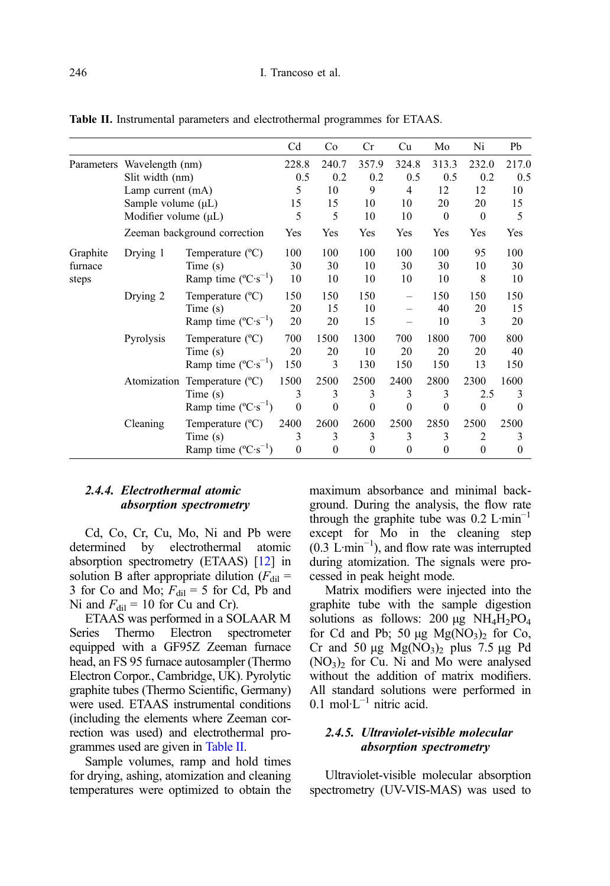**Table II.** Instrumental parameters and electrothermal programmes for ETAAS.

| | | | Cd | Co | Cr | Cu | Mo | Ni | Pb |
|---|---|---|---|---|---|---|---|---|---|
| Parameters | Wavelength (nm) | | 228.8 | 240.7 | 357.9 | 324.8 | 313.3 | 232.0 | 217.0 |
| | Slit width (nm) | | 0.5 | 0.2 | 0.2 | 0.5 | 0.5 | 0.2 | 0.5 |
| | Lamp current (mA) | | 5 | 10 | 9 | 4 | 12 | 12 | 10 |
| | Sample volume (μL) | | 15 | 15 | 10 | 10 | 20 | 20 | 15 |
| | Modifier volume (μL) | | 5 | 5 | 10 | 10 | 0 | 0 | 5 |
| | Zeeman background correction | | Yes | Yes | Yes | Yes | Yes | Yes | Yes |
| Graphite furnace steps | Drying 1 | Temperature (ºC) | 100 | 100 | 100 | 100 | 100 | 95 | 100 |
| | | Time (s) | 30 | 30 | 10 | 30 | 30 | 10 | 30 |
| | | Ramp time ($ºC·s^{-1}$) | 10 | 10 | 10 | 10 | 10 | 8 | 10 |
| | Drying 2 | Temperature (ºC) | 150 | 150 | 150 | – | 150 | 150 | 150 |
| | | Time (s) | 20 | 15 | 10 | – | 40 | 20 | 15 |
| | | Ramp time ($ºC·s^{-1}$) | 20 | 20 | 15 | – | 10 | 3 | 20 |
| | Pyrolysis | Temperature (ºC) | 700 | 1500 | 1300 | 700 | 1800 | 700 | 800 |
| | | Time (s) | 20 | 20 | 10 | 20 | 20 | 20 | 40 |
| | | Ramp time ($ºC·s^{-1}$) | 150 | 3 | 130 | 150 | 150 | 13 | 150 |
| | Atomization | Temperature (ºC) | 1500 | 2500 | 2500 | 2400 | 2800 | 2300 | 1600 |
| | | Time (s) | 3 | 3 | 3 | 3 | 3 | 2.5 | 3 |
| | | Ramp time ($ºC·s^{-1}$) | 0 | 0 | 0 | 0 | 0 | 0 | 0 |
| | Cleaning | Temperature (ºC) | 2400 | 2600 | 2600 | 2500 | 2850 | 2500 | 2500 |
| | | Time (s) | 3 | 3 | 3 | 3 | 3 | 2 | 3 |
| | | Ramp time ($ºC·s^{-1}$) | 0 | 0 | 0 | 0 | 0 | 0 | 0 |

#### 2.4.4. *Electrothermal atomic absorption spectrometry*

Cd, Co, Cr, Cu, Mo, Ni and Pb were determined by electrothermal atomic absorption spectrometry (ETAAS) [12] in solution B after appropriate dilution ($F_{dil}$ = 3 for Co and Mo; $F_{dil}$ = 5 for Cd, Pb and Ni and $F_{dil}$ = 10 for Cu and Cr).

ETAAS was performed in a SOLAAR M Series Thermo Electron spectrometer equipped with a GF95Z Zeeman furnace head, an FS 95 furnace autosampler (Thermo Electron Corpor., Cambridge, UK). Pyrolytic graphite tubes (Thermo Scientific, Germany) were used. ETAAS instrumental conditions (including the elements where Zeeman correction was used) and electrothermal programmes used are given in Table II.

Sample volumes, ramp and hold times for drying, ashing, atomization and cleaning temperatures were optimized to obtain the maximum absorbance and minimal background. During the analysis, the flow rate through the graphite tube was 0.2 $L·min^{-1}$ except for Mo in the cleaning step (0.3 $L·min^{-1}$), and flow rate was interrupted during atomization. The signals were processed in peak height mode.

Matrix modifiers were injected into the graphite tube with the sample digestion solutions as follows: 200 μg $NH_4H_2PO_4$ for Cd and Pb; 50 μg $Mg(NO_3)_2$ for Co, Cr and 50 μg $Mg(NO_3)_2$ plus 7.5 μg Pd $(NO_3)_2$ for Cu. Ni and Mo were analysed without the addition of matrix modifiers. All standard solutions were performed in 0.1 $mol·L^{-1}$ nitric acid.

#### 2.4.5. *Ultraviolet-visible molecular absorption spectrometry*

Ultraviolet-visible molecular absorption spectrometry (UV-VIS-MAS) was used to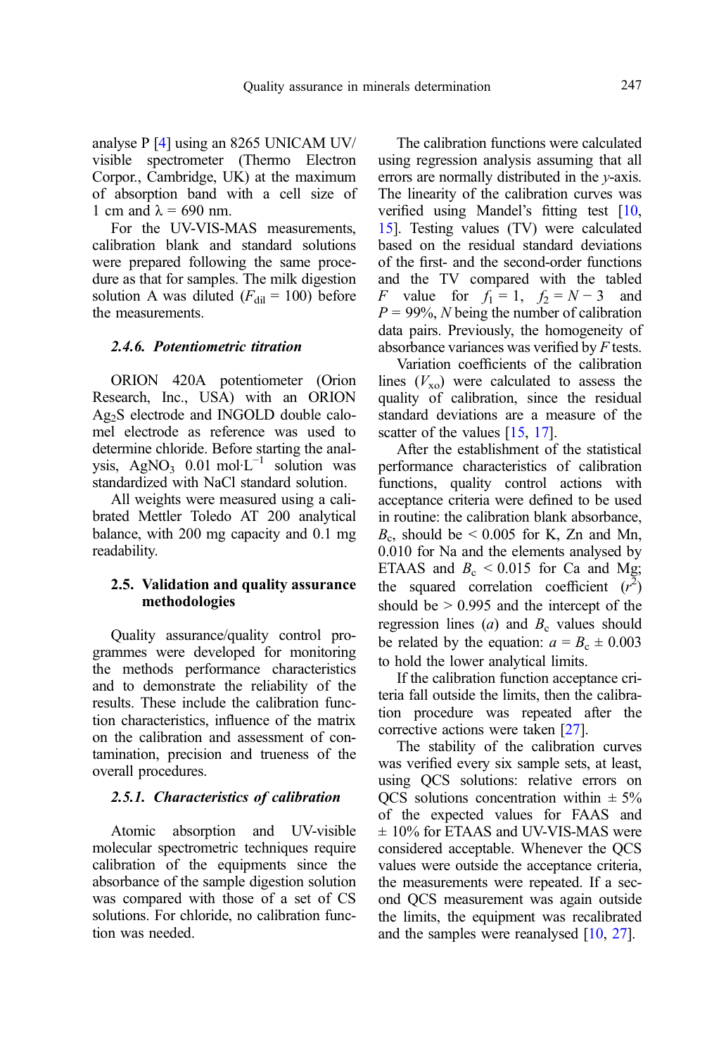analyse P [4] using an 8265 UNICAM UV/visible spectrometer (Thermo Electron Corpor., Cambridge, UK) at the maximum of absorption band with a cell size of 1 cm and λ = 690 nm.

For the UV-VIS-MAS measurements, calibration blank and standard solutions were prepared following the same procedure as that for samples. The milk digestion solution A was diluted ($F_{dil} = 100$) before the measurements.

### *2.4.6. Potentiometric titration*

ORION 420A potentiometer (Orion Research, Inc., USA) with an ORION $Ag_2S$ electrode and INGOLD double calomel electrode as reference was used to determine chloride. Before starting the analysis, $AgNO_3$ 0.01 mol·L$^{-1}$ solution was standardized with NaCl standard solution.

All weights were measured using a calibrated Mettler Toledo AT 200 analytical balance, with 200 mg capacity and 0.1 mg readability.

## 2.5. Validation and quality assurance methodologies

Quality assurance/quality control programmes were developed for monitoring the methods performance characteristics and to demonstrate the reliability of the results. These include the calibration function characteristics, influence of the matrix on the calibration and assessment of contamination, precision and trueness of the overall procedures.

### *2.5.1. Characteristics of calibration*

Atomic absorption and UV-visible molecular spectrometric techniques require calibration of the equipments since the absorbance of the sample digestion solution was compared with those of a set of CS solutions. For chloride, no calibration function was needed.

The calibration functions were calculated using regression analysis assuming that all errors are normally distributed in the *y*-axis. The linearity of the calibration curves was verified using Mandel's fitting test [10, 15]. Testing values (TV) were calculated based on the residual standard deviations of the first- and the second-order functions and the TV compared with the tabled $F$ value for $f_1 = 1$, $f_2 = N - 3$ and $P = 99\%$, $N$ being the number of calibration data pairs. Previously, the homogeneity of absorbance variances was verified by $F$ tests.

Variation coefficients of the calibration lines ($V_{xo}$) were calculated to assess the quality of calibration, since the residual standard deviations are a measure of the scatter of the values [15, 17].

After the establishment of the statistical performance characteristics of calibration functions, quality control actions with acceptance criteria were defined to be used in routine: the calibration blank absorbance, $B_c$, should be < 0.005 for K, Zn and Mn, 0.010 for Na and the elements analysed by ETAAS and $B_c$ < 0.015 for Ca and Mg; the squared correlation coefficient ($r^2$) should be > 0.995 and the intercept of the regression lines ($a$) and $B_c$ values should be related by the equation: $a = B_c \pm 0.003$ to hold the lower analytical limits.

If the calibration function acceptance criteria fall outside the limits, then the calibration procedure was repeated after the corrective actions were taken [27].

The stability of the calibration curves was verified every six sample sets, at least, using QCS solutions: relative errors on QCS solutions concentration within ± 5% of the expected values for FAAS and ± 10% for ETAAS and UV-VIS-MAS were considered acceptable. Whenever the QCS values were outside the acceptance criteria, the measurements were repeated. If a second QCS measurement was again outside the limits, the equipment was recalibrated and the samples were reanalysed [10, 27].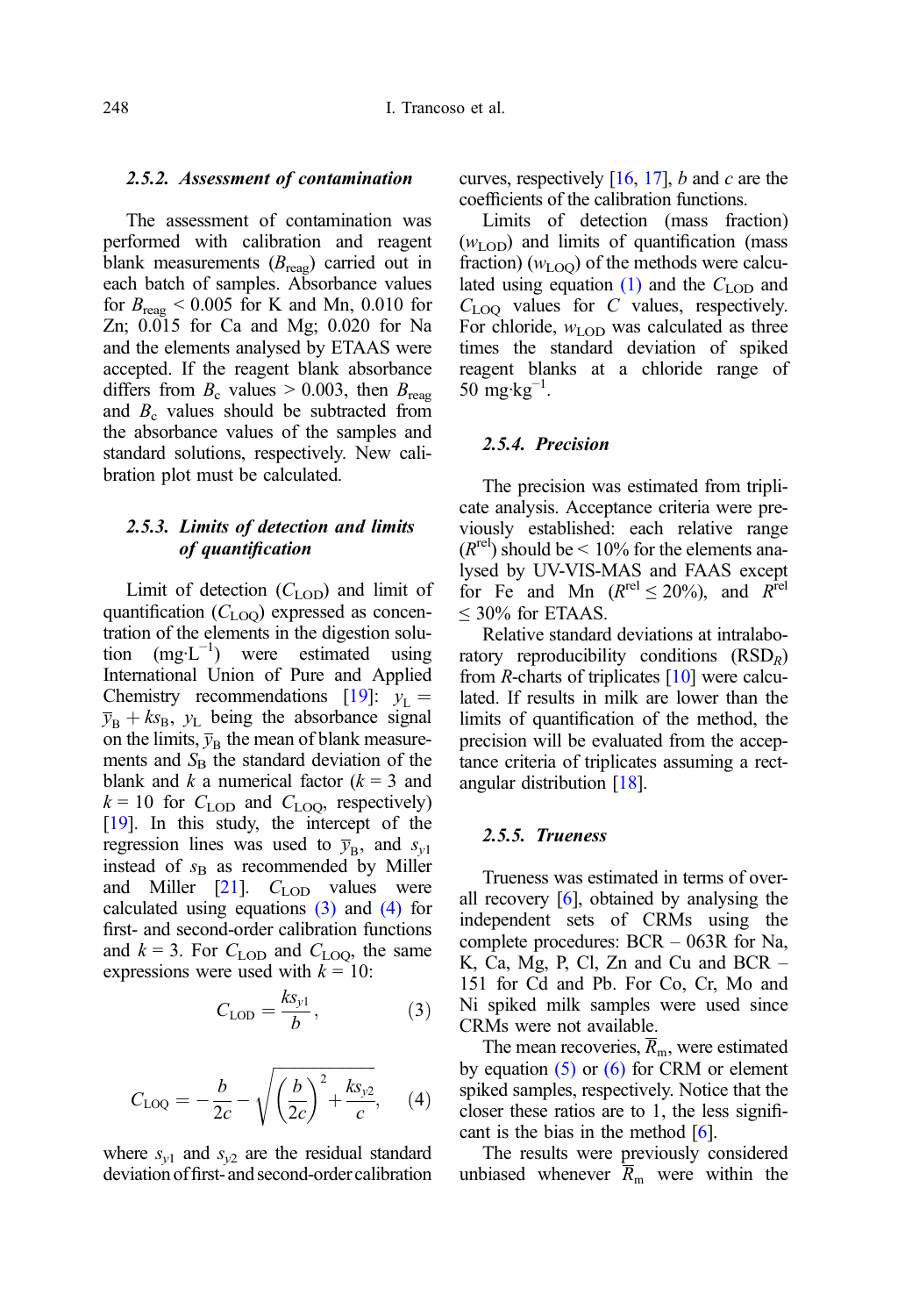### 2.5.2. *Assessment of contamination*

The assessment of contamination was performed with calibration and reagent blank measurements ($B_{reag}$) carried out in each batch of samples. Absorbance values for $B_{reag} < 0.005$ for K and Mn, 0.010 for Zn; 0.015 for Ca and Mg; 0.020 for Na and the elements analysed by ETAAS were accepted. If the reagent blank absorbance differs from $B_c$ values > 0.003, then $B_{reag}$ and $B_c$ values should be subtracted from the absorbance values of the samples and standard solutions, respectively. New calibration plot must be calculated.

### 2.5.3. *Limits of detection and limits of quantification*

Limit of detection ($C_{LOD}$) and limit of quantification ($C_{LOQ}$) expressed as concentration of the elements in the digestion solution ($mg{\cdot}L^{-1}$) were estimated using International Union of Pure and Applied Chemistry recommendations [19]: $y_L = \bar{y}_B + ks_B$, $y_L$ being the absorbance signal on the limits, $\bar{y}_B$ the mean of blank measurements and $S_B$ the standard deviation of the blank and $k$ a numerical factor ($k = 3$ and $k = 10$ for $C_{LOD}$ and $C_{LOQ}$, respectively) [19]. In this study, the intercept of the regression lines was used to $\bar{y}_B$, and $s_{y1}$ instead of $s_B$ as recommended by Miller and Miller [21]. $C_{LOD}$ values were calculated using equations (3) and (4) for first- and second-order calibration functions and $k = 3$. For $C_{LOD}$ and $C_{LOQ}$, the same expressions were used with $k = 10$:

$$C_{LOD} = \frac{ks_{y1}}{b}, \tag{3}$$

$$C_{LOQ} = -\frac{b}{2c} - \sqrt{\left(\frac{b}{2c}\right)^2 + \frac{ks_{y2}}{c}}, \tag{4}$$

where $s_{y1}$ and $s_{y2}$ are the residual standard deviation of first- and second-order calibration curves, respectively [16, 17], $b$ and $c$ are the coefficients of the calibration functions.

Limits of detection (mass fraction) ($w_{LOD}$) and limits of quantification (mass fraction) ($w_{LOQ}$) of the methods were calculated using equation (1) and the $C_{LOD}$ and $C_{LOQ}$ values for $C$ values, respectively. For chloride, $w_{LOD}$ was calculated as three times the standard deviation of spiked reagent blanks at a chloride range of 50 $mg{\cdot}kg^{-1}$.

### 2.5.4. *Precision*

The precision was estimated from triplicate analysis. Acceptance criteria were previously established: each relative range ($R^{rel}$) should be < 10% for the elements analysed by UV-VIS-MAS and FAAS except for Fe and Mn ($R^{rel} \leq 20\%$), and $R^{rel} \leq 30\%$ for ETAAS.

Relative standard deviations at intralaboratory reproducibility conditions ($RSD_R$) from $R$-charts of triplicates [10] were calculated. If results in milk are lower than the limits of quantification of the method, the precision will be evaluated from the acceptance criteria of triplicates assuming a rectangular distribution [18].

### 2.5.5. *Trueness*

Trueness was estimated in terms of overall recovery [6], obtained by analysing the independent sets of CRMs using the complete procedures: BCR – 063R for Na, K, Ca, Mg, P, Cl, Zn and Cu and BCR – 151 for Cd and Pb. For Co, Cr, Mo and Ni spiked milk samples were used since CRMs were not available.

The mean recoveries, $\bar{R}_m$, were estimated by equation (5) or (6) for CRM or element spiked samples, respectively. Notice that the closer these ratios are to 1, the less significant is the bias in the method [6].

The results were previously considered unbiased whenever $\bar{R}_m$ were within the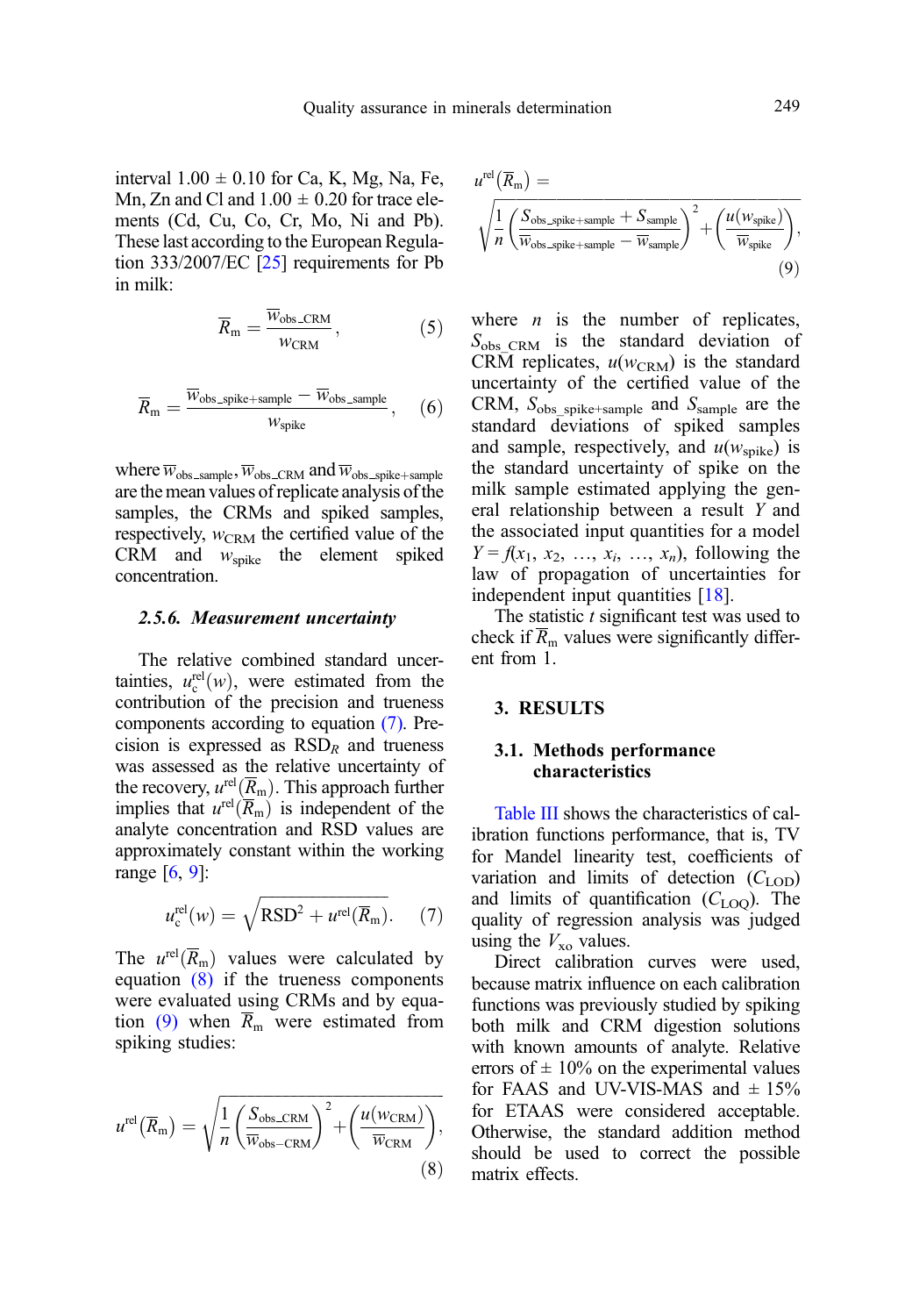interval 1.00 ± 0.10 for Ca, K, Mg, Na, Fe, Mn, Zn and Cl and 1.00 ± 0.20 for trace elements (Cd, Cu, Co, Cr, Mo, Ni and Pb). These last according to the European Regulation 333/2007/EC [25] requirements for Pb in milk:

$$\overline{R}_{\mathrm{m}} = \frac{\overline{w}_{\mathrm{obs\_CRM}}}{w_{\mathrm{CRM}}}, \quad (5)$$

$$\overline{R}_{\mathrm{m}} = \frac{\overline{w}_{\mathrm{obs\_spike+sample}} - \overline{w}_{\mathrm{obs\_sample}}}{w_{\mathrm{spike}}}, \quad (6)$$

where $\overline{w}_{\mathrm{obs\_sample}}$, $\overline{w}_{\mathrm{obs\_CRM}}$ and $\overline{w}_{\mathrm{obs\_spike+sample}}$ are the mean values of replicate analysis of the samples, the CRMs and spiked samples, respectively, $w_{\mathrm{CRM}}$ the certified value of the CRM and $w_{\mathrm{spike}}$ the element spiked concentration.

#### 2.5.6. Measurement uncertainty

The relative combined standard uncertainties, $u_{\mathrm{c}}^{\mathrm{rel}}(w)$, were estimated from the contribution of the precision and trueness components according to equation (7). Precision is expressed as $\mathrm{RSD}_R$ and trueness was assessed as the relative uncertainty of the recovery, $u^{\mathrm{rel}}(\overline{R}_{\mathrm{m}})$. This approach further implies that $u^{\mathrm{rel}}(\overline{R}_{\mathrm{m}})$ is independent of the analyte concentration and RSD values are approximately constant within the working range [6, 9]:

$$u_{\mathrm{c}}^{\mathrm{rel}}(w) = \sqrt{\mathrm{RSD}^2 + u^{\mathrm{rel}}(\overline{R}_{\mathrm{m}})}. \quad (7)$$

The $u^{\mathrm{rel}}(\overline{R}_{\mathrm{m}})$ values were calculated by equation (8) if the trueness components were evaluated using CRMs and by equation (9) when $\overline{R}_{\mathrm{m}}$ were estimated from spiking studies:

$$u^{\mathrm{rel}}(\overline{R}_{\mathrm{m}}) = \sqrt{\frac{1}{n}\left(\frac{S_{\mathrm{obs\_CRM}}}{\overline{w}_{\mathrm{obs-CRM}}}\right)^2 + \left(\frac{u(w_{\mathrm{CRM}})}{w_{\mathrm{CRM}}}\right)}, \quad (8)$$

$$u^{\mathrm{rel}}(\overline{R}_{\mathrm{m}}) = \sqrt{\frac{1}{n}\left(\frac{S_{\mathrm{obs\_spike+sample}} + S_{\mathrm{sample}}}{\overline{w}_{\mathrm{obs\_spike+sample}} - \overline{w}_{\mathrm{sample}}}\right)^2 + \left(\frac{u(w_{\mathrm{spike}})}{w_{\mathrm{spike}}}\right)}, \quad (9)$$

where $n$ is the number of replicates, $S_{\mathrm{obs\_CRM}}$ is the standard deviation of CRM replicates, $u(w_{\mathrm{CRM}})$ is the standard uncertainty of the certified value of the CRM, $S_{\mathrm{obs\_spike+sample}}$ and $S_{\mathrm{sample}}$ are the standard deviations of spiked samples and sample, respectively, and $u(w_{\mathrm{spike}})$ is the standard uncertainty of spike on the milk sample estimated applying the general relationship between a result $Y$ and the associated input quantities for a model $Y = f(x_1, x_2, \ldots, x_i, \ldots, x_n)$, following the law of propagation of uncertainties for independent input quantities [18].

The statistic $t$ significant test was used to check if $\overline{R}_{\mathrm{m}}$ values were significantly different from 1.

## 3. RESULTS

### 3.1. Methods performance characteristics

Table III shows the characteristics of calibration functions performance, that is, TV for Mandel linearity test, coefficients of variation and limits of detection ($C_{\mathrm{LOD}}$) and limits of quantification ($C_{\mathrm{LOQ}}$). The quality of regression analysis was judged using the $V_{\mathrm{xo}}$ values.

Direct calibration curves were used, because matrix influence on each calibration functions was previously studied by spiking both milk and CRM digestion solutions with known amounts of analyte. Relative errors of ± 10% on the experimental values for FAAS and UV-VIS-MAS and ± 15% for ETAAS were considered acceptable. Otherwise, the standard addition method should be used to correct the possible matrix effects.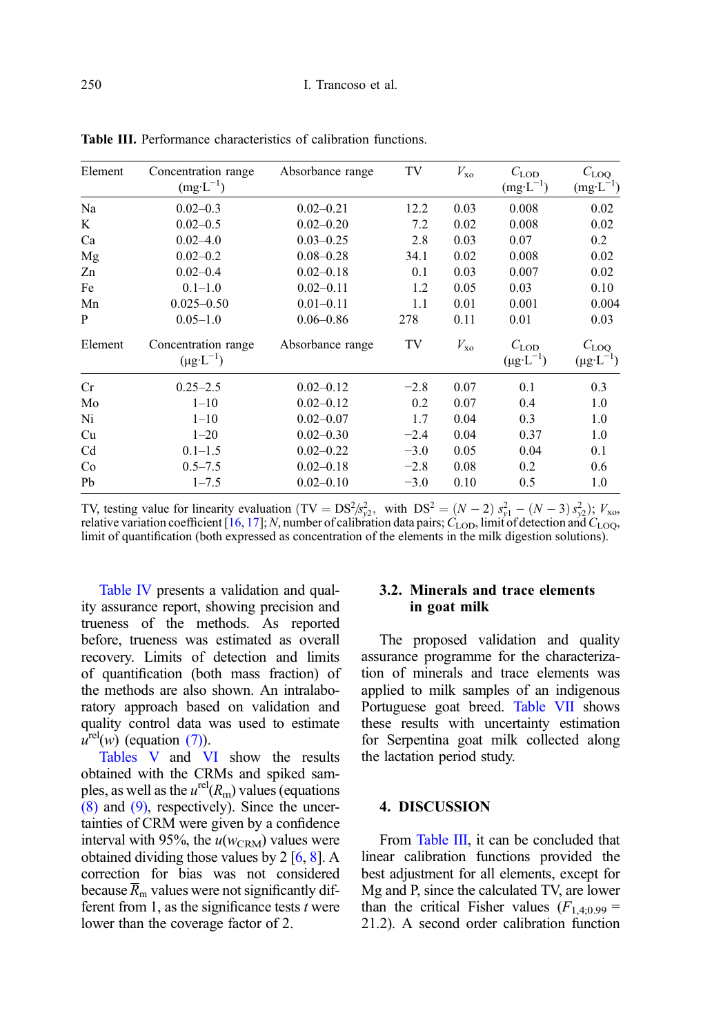**Table III.** Performance characteristics of calibration functions.

| Element | Concentration range ($mg \cdot L^{-1}$) | Absorbance range | TV | $V_{xo}$ | $C_{LOD}$ ($mg \cdot L^{-1}$) | $C_{LOQ}$ ($mg \cdot L^{-1}$) |
|---|---|---|---|---|---|---|
| Na | 0.02–0.3 | 0.02–0.21 | 12.2 | 0.03 | 0.008 | 0.02 |
| K | 0.02–0.5 | 0.02–0.20 | 7.2 | 0.02 | 0.008 | 0.02 |
| Ca | 0.02–4.0 | 0.03–0.25 | 2.8 | 0.03 | 0.07 | 0.2 |
| Mg | 0.02–0.2 | 0.08–0.28 | 34.1 | 0.02 | 0.008 | 0.02 |
| Zn | 0.02–0.4 | 0.02–0.18 | 0.1 | 0.03 | 0.007 | 0.02 |
| Fe | 0.1–1.0 | 0.02–0.11 | 1.2 | 0.05 | 0.03 | 0.10 |
| Mn | 0.025–0.50 | 0.01–0.11 | 1.1 | 0.01 | 0.001 | 0.004 |
| P | 0.05–1.0 | 0.06–0.86 | 278 | 0.11 | 0.01 | 0.03 |
| **Element** | **Concentration range ($\mu g \cdot L^{-1}$)** | **Absorbance range** | **TV** | **$V_{xo}$** | **$C_{LOD}$ ($\mu g \cdot L^{-1}$)** | **$C_{LOQ}$ ($\mu g \cdot L^{-1}$)** |
| Cr | 0.25–2.5 | 0.02–0.12 | −2.8 | 0.07 | 0.1 | 0.3 |
| Mo | 1–10 | 0.02–0.12 | 0.2 | 0.07 | 0.4 | 1.0 |
| Ni | 1–10 | 0.02–0.07 | 1.7 | 0.04 | 0.3 | 1.0 |
| Cu | 1–20 | 0.02–0.30 | −2.4 | 0.04 | 0.37 | 1.0 |
| Cd | 0.1–1.5 | 0.02–0.22 | −3.0 | 0.05 | 0.04 | 0.1 |
| Co | 0.5–7.5 | 0.02–0.18 | −2.8 | 0.08 | 0.2 | 0.6 |
| Pb | 1–7.5 | 0.02–0.10 | −3.0 | 0.10 | 0.5 | 1.0 |

TV, testing value for linearity evaluation ($TV = DS^2/s_{y2}^2$, with $DS^2 = (N-2)\,s_{y1}^2 - (N-3)\,s_{y2}^2$); $V_{xo}$, relative variation coefficient [16, 17]; $N$, number of calibration data pairs; $C_{LOD}$, limit of detection and $C_{LOQ}$, limit of quantification (both expressed as concentration of the elements in the milk digestion solutions).

Table IV presents a validation and quality assurance report, showing precision and trueness of the methods. As reported before, trueness was estimated as overall recovery. Limits of detection and limits of quantification (both mass fraction) of the methods are also shown. An intralaboratory approach based on validation and quality control data was used to estimate $u^{rel}(w)$ (equation (7)).

Tables V and VI show the results obtained with the CRMs and spiked samples, as well as the $u^{rel}(R_m)$ values (equations (8) and (9), respectively). Since the uncertainties of CRM were given by a confidence interval with 95%, the $u(w_{CRM})$ values were obtained dividing those values by 2 [6, 8]. A correction for bias was not considered because $\overline{R}_m$ values were not significantly different from 1, as the significance tests $t$ were lower than the coverage factor of 2.

### 3.2. Minerals and trace elements in goat milk

The proposed validation and quality assurance programme for the characterization of minerals and trace elements was applied to milk samples of an indigenous Portuguese goat breed. Table VII shows these results with uncertainty estimation for Serpentina goat milk collected along the lactation period study.

## 4. DISCUSSION

From Table III, it can be concluded that linear calibration functions provided the best adjustment for all elements, except for Mg and P, since the calculated TV, are lower than the critical Fisher values ($F_{1,4;0.99}$ = 21.2). A second order calibration function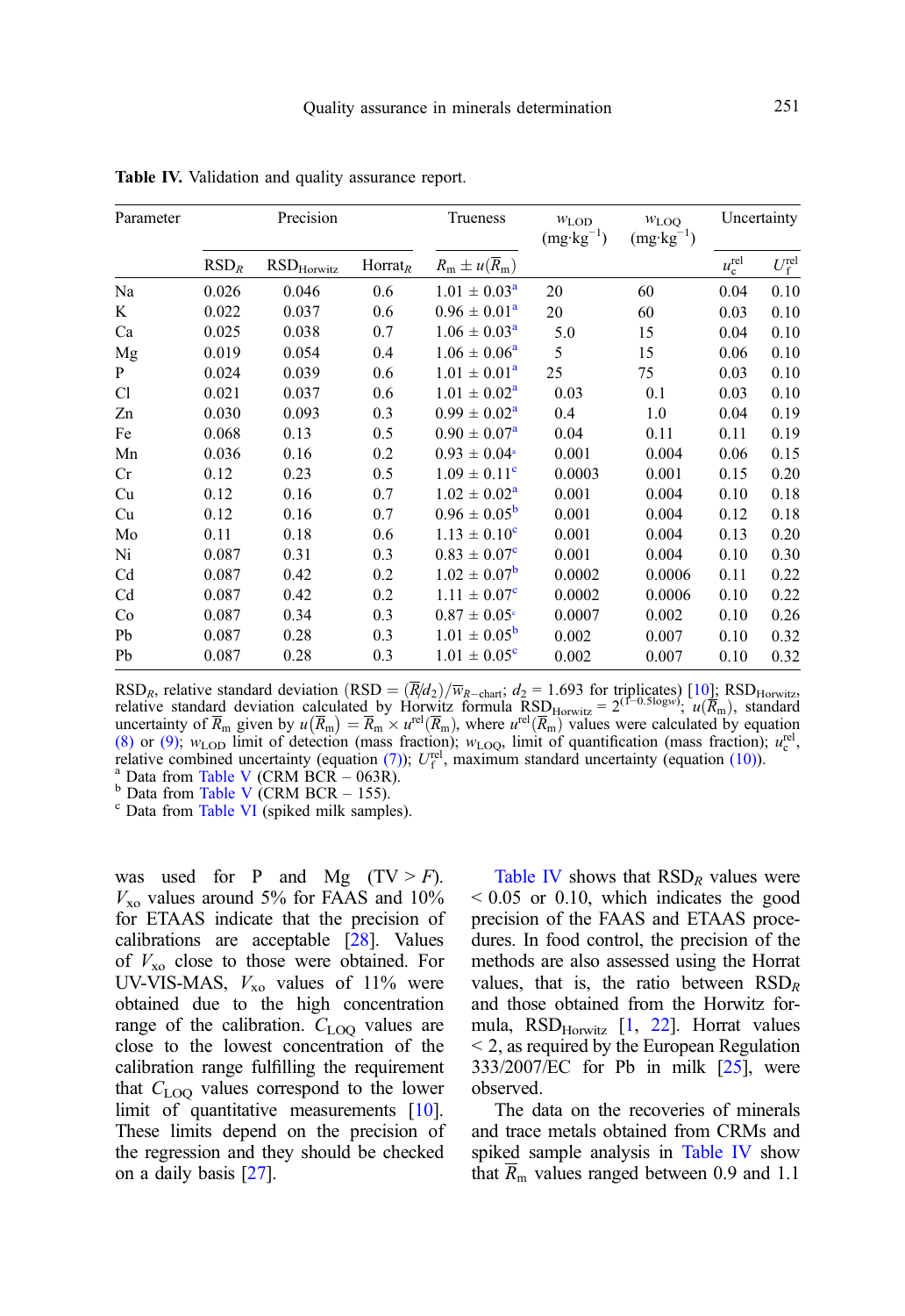**Table IV.** Validation and quality assurance report.

| Parameter | Precision | | | Trueness | $w_{LOD}$ (mg·kg$^{-1}$) | $w_{LOQ}$ (mg·kg$^{-1}$) | Uncertainty | |
|---|---|---|---|---|---|---|---|---|
| | $RSD_R$ | $RSD_{Horwitz}$ | $Horrat_R$ | $R_m \pm u(\overline{R}_m)$ | | | $u_c^{rel}$ | $U_f^{rel}$ |
| Na | 0.026 | 0.046 | 0.6 | 1.01 ± 0.03[a] | 20 | 60 | 0.04 | 0.10 |
| K | 0.022 | 0.037 | 0.6 | 0.96 ± 0.01[a] | 20 | 60 | 0.03 | 0.10 |
| Ca | 0.025 | 0.038 | 0.7 | 1.06 ± 0.03[a] | 5.0 | 15 | 0.04 | 0.10 |
| Mg | 0.019 | 0.054 | 0.4 | 1.06 ± 0.06[a] | 5 | 15 | 0.06 | 0.10 |
| P | 0.024 | 0.039 | 0.6 | 1.01 ± 0.01[a] | 25 | 75 | 0.03 | 0.10 |
| Cl | 0.021 | 0.037 | 0.6 | 1.01 ± 0.02[a] | 0.03 | 0.1 | 0.03 | 0.10 |
| Zn | 0.030 | 0.093 | 0.3 | 0.99 ± 0.02[a] | 0.4 | 1.0 | 0.04 | 0.19 |
| Fe | 0.068 | 0.13 | 0.5 | 0.90 ± 0.07[a] | 0.04 | 0.11 | 0.11 | 0.19 |
| Mn | 0.036 | 0.16 | 0.2 | 0.93 ± 0.04[a] | 0.001 | 0.004 | 0.06 | 0.15 |
| Cr | 0.12 | 0.23 | 0.5 | 1.09 ± 0.11[c] | 0.0003 | 0.001 | 0.15 | 0.20 |
| Cu | 0.12 | 0.16 | 0.7 | 1.02 ± 0.02[a] | 0.001 | 0.004 | 0.10 | 0.18 |
| Cu | 0.12 | 0.16 | 0.7 | 0.96 ± 0.05[b] | 0.001 | 0.004 | 0.12 | 0.18 |
| Mo | 0.11 | 0.18 | 0.6 | 1.13 ± 0.10[c] | 0.001 | 0.004 | 0.13 | 0.20 |
| Ni | 0.087 | 0.31 | 0.3 | 0.83 ± 0.07[c] | 0.001 | 0.004 | 0.10 | 0.30 |
| Cd | 0.087 | 0.42 | 0.2 | 1.02 ± 0.07[b] | 0.0002 | 0.0006 | 0.11 | 0.22 |
| Cd | 0.087 | 0.42 | 0.2 | 1.11 ± 0.07[c] | 0.0002 | 0.0006 | 0.10 | 0.22 |
| Co | 0.087 | 0.34 | 0.3 | 0.87 ± 0.05[c] | 0.0007 | 0.002 | 0.10 | 0.26 |
| Pb | 0.087 | 0.28 | 0.3 | 1.01 ± 0.05[b] | 0.002 | 0.007 | 0.10 | 0.32 |
| Pb | 0.087 | 0.28 | 0.3 | 1.01 ± 0.05[c] | 0.002 | 0.007 | 0.10 | 0.32 |

$RSD_R$, relative standard deviation ($RSD = (\overline{R}/d_2)/\overline{w}_{R-chart}$; $d_2$ = 1.693 for triplicates) [10]; $RSD_{Horwitz}$, relative standard deviation calculated by Horwitz formula $RSD_{Horwitz} = 2^{(1-0.5\log w)}$; $u(\overline{R}_m)$, standard uncertainty of $\overline{R}_m$ given by $u(\overline{R}_m) = \overline{R}_m \times u^{rel}(\overline{R}_m)$, where $u^{rel}(\overline{R}_m)$ values were calculated by equation (8) or (9); $w_{LOD}$ limit of detection (mass fraction); $w_{LOQ}$, limit of quantification (mass fraction); $u_c^{rel}$, relative combined uncertainty (equation (7)); $U_f^{rel}$, maximum standard uncertainty (equation (10)).
[a] Data from Table V (CRM BCR – 063R).
[b] Data from Table V (CRM BCR – 155).
[c] Data from Table VI (spiked milk samples).

was used for P and Mg (TV > $F$). $V_{xo}$ values around 5% for FAAS and 10% for ETAAS indicate that the precision of calibrations are acceptable [28]. Values of $V_{xo}$ close to those were obtained. For UV-VIS-MAS, $V_{xo}$ values of 11% were obtained due to the high concentration range of the calibration. $C_{LOQ}$ values are close to the lowest concentration of the calibration range fulfilling the requirement that $C_{LOQ}$ values correspond to the lower limit of quantitative measurements [10]. These limits depend on the precision of the regression and they should be checked on a daily basis [27].

Table IV shows that $RSD_R$ values were < 0.05 or 0.10, which indicates the good precision of the FAAS and ETAAS procedures. In food control, the precision of the methods are also assessed using the Horrat values, that is, the ratio between $RSD_R$ and those obtained from the Horwitz formula, $RSD_{Horwitz}$ [1, 22]. Horrat values < 2, as required by the European Regulation 333/2007/EC for Pb in milk [25], were observed.

The data on the recoveries of minerals and trace metals obtained from CRMs and spiked sample analysis in Table IV show that $\overline{R}_m$ values ranged between 0.9 and 1.1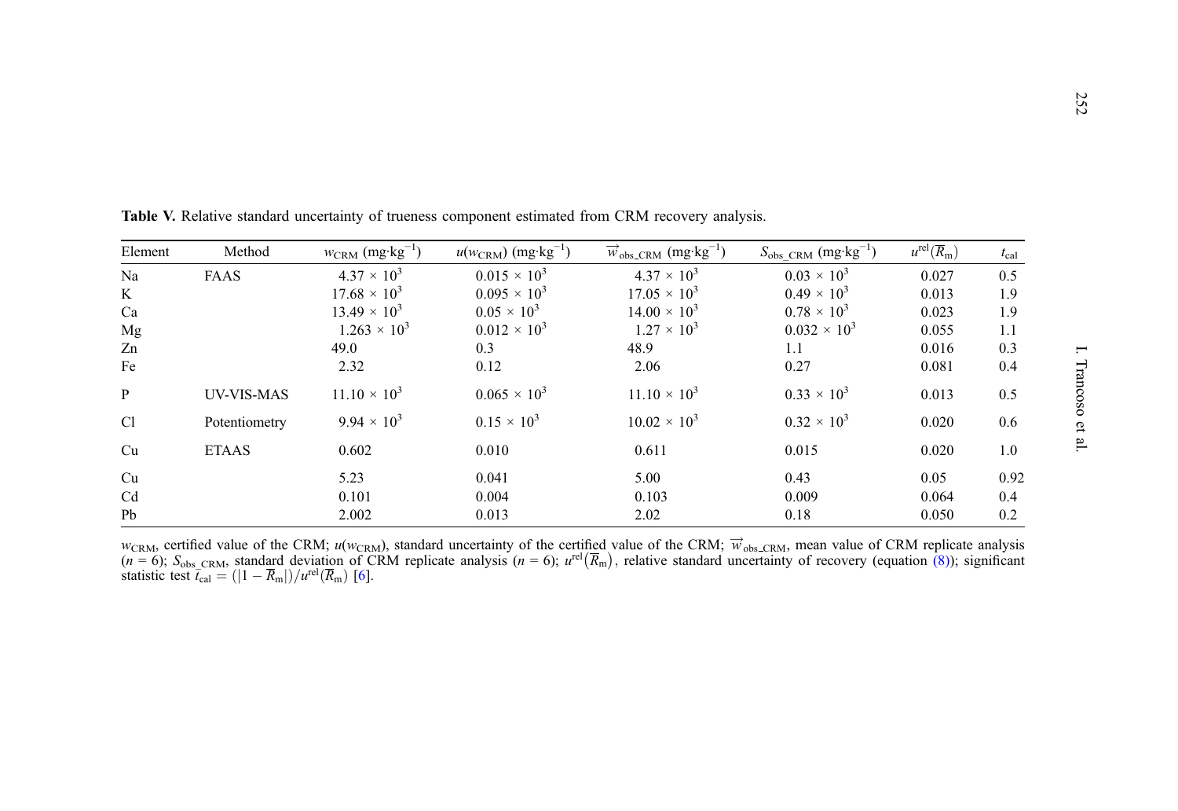**Table V.** Relative standard uncertainty of trueness component estimated from CRM recovery analysis.

| Element | Method | $w_{CRM}$ (mg·kg$^{-1}$) | $u(w_{CRM})$ (mg·kg$^{-1}$) | $\overrightarrow{w}_{obs\_CRM}$ (mg·kg$^{-1}$) | $S_{obs\_CRM}$ (mg·kg$^{-1}$) | $u^{rel}(\overline{R}_m)$ | $t_{cal}$ |
|---|---|---|---|---|---|---|---|
| Na | FAAS | $4.37 \times 10^3$ | $0.015 \times 10^3$ | $4.37 \times 10^3$ | $0.03 \times 10^3$ | 0.027 | 0.5 |
| K | | $17.68 \times 10^3$ | $0.095 \times 10^3$ | $17.05 \times 10^3$ | $0.49 \times 10^3$ | 0.013 | 1.9 |
| Ca | | $13.49 \times 10^3$ | $0.05 \times 10^3$ | $14.00 \times 10^3$ | $0.78 \times 10^3$ | 0.023 | 1.9 |
| Mg | | $1.263 \times 10^3$ | $0.012 \times 10^3$ | $1.27 \times 10^3$ | $0.032 \times 10^3$ | 0.055 | 1.1 |
| Zn | | 49.0 | 0.3 | 48.9 | 1.1 | 0.016 | 0.3 |
| Fe | | 2.32 | 0.12 | 2.06 | 0.27 | 0.081 | 0.4 |
| P | UV-VIS-MAS | $11.10 \times 10^3$ | $0.065 \times 10^3$ | $11.10 \times 10^3$ | $0.33 \times 10^3$ | 0.013 | 0.5 |
| Cl | Potentiometry | $9.94 \times 10^3$ | $0.15 \times 10^3$ | $10.02 \times 10^3$ | $0.32 \times 10^3$ | 0.020 | 0.6 |
| Cu | ETAAS | 0.602 | 0.010 | 0.611 | 0.015 | 0.020 | 1.0 |
| Cu | | 5.23 | 0.041 | 5.00 | 0.43 | 0.05 | 0.92 |
| Cd | | 0.101 | 0.004 | 0.103 | 0.009 | 0.064 | 0.4 |
| Pb | | 2.002 | 0.013 | 2.02 | 0.18 | 0.050 | 0.2 |

$w_{CRM}$, certified value of the CRM; $u(w_{CRM})$, standard uncertainty of the certified value of the CRM; $\overrightarrow{w}_{obs\_CRM}$, mean value of CRM replicate analysis ($n$ = 6); $S_{obs\_CRM}$, standard deviation of CRM replicate analysis ($n$ = 6); $u^{rel}(\overline{R}_m)$, relative standard uncertainty of recovery (equation (8)); significant statistic test $t_{cal} = (|1 - \overline{R}_m|)/u^{rel}(\overline{R}_m)$ [6].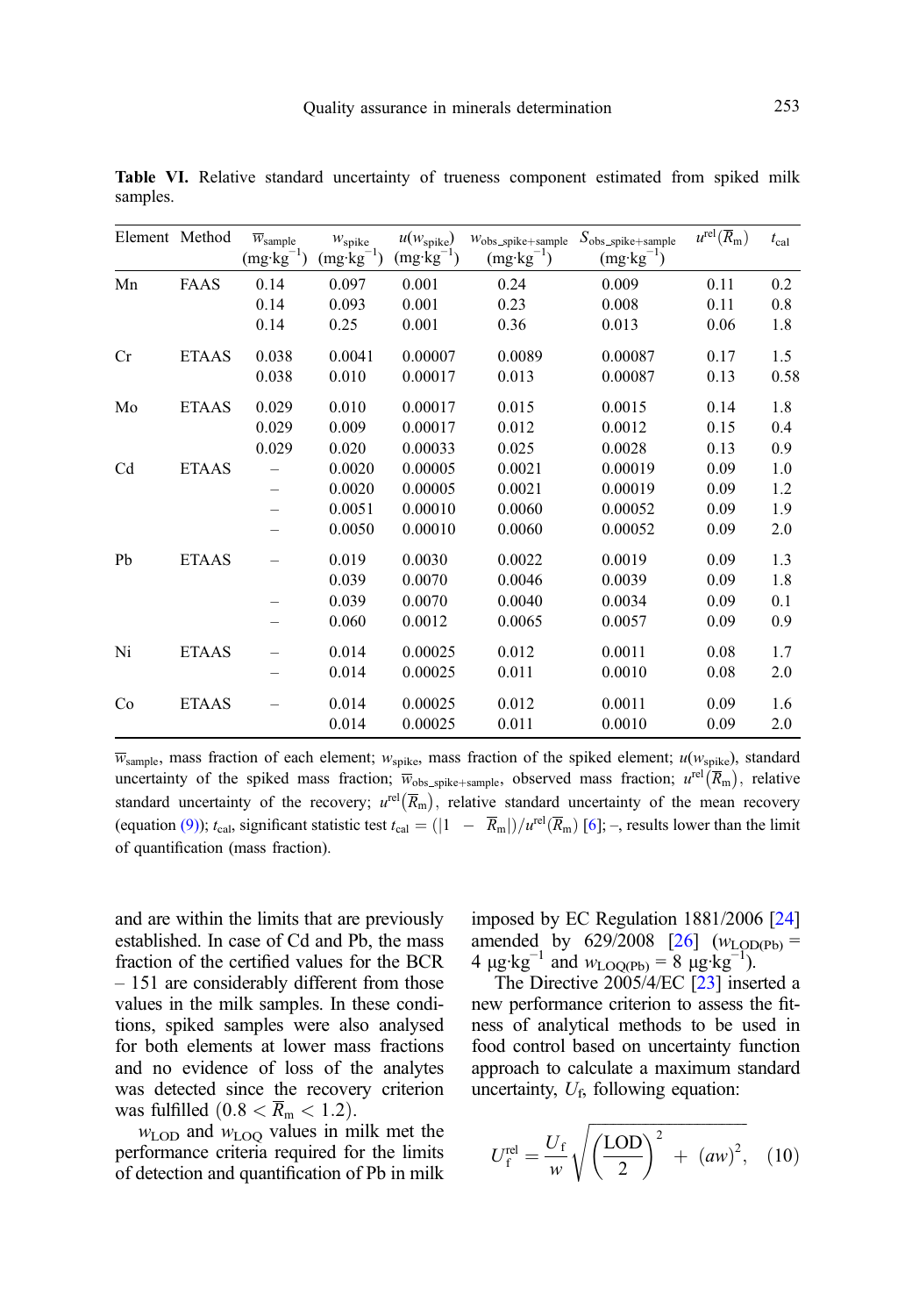**Table VI.** Relative standard uncertainty of trueness component estimated from spiked milk samples.

| Element | Method | $\overline{w}_{sample}$ ($mg \cdot kg^{-1}$) | $w_{spike}$ ($mg \cdot kg^{-1}$) | $u(w_{spike})$ ($mg \cdot kg^{-1}$) | $w_{obs\_spike+sample}$ ($mg \cdot kg^{-1}$) | $S_{obs\_spike+sample}$ ($mg \cdot kg^{-1}$) | $u^{rel}(\overline{R}_m)$ | $t_{cal}$ |
|---|---|---|---|---|---|---|---|---|
| Mn | FAAS | 0.14 | 0.097 | 0.001 | 0.24 | 0.009 | 0.11 | 0.2 |
| | | 0.14 | 0.093 | 0.001 | 0.23 | 0.008 | 0.11 | 0.8 |
| | | 0.14 | 0.25 | 0.001 | 0.36 | 0.013 | 0.06 | 1.8 |
| Cr | ETAAS | 0.038 | 0.0041 | 0.00007 | 0.0089 | 0.00087 | 0.17 | 1.5 |
| | | 0.038 | 0.010 | 0.00017 | 0.013 | 0.00087 | 0.13 | 0.58 |
| Mo | ETAAS | 0.029 | 0.010 | 0.00017 | 0.015 | 0.0015 | 0.14 | 1.8 |
| | | 0.029 | 0.009 | 0.00017 | 0.012 | 0.0012 | 0.15 | 0.4 |
| | | 0.029 | 0.020 | 0.00033 | 0.025 | 0.0028 | 0.13 | 0.9 |
| Cd | ETAAS | – | 0.0020 | 0.00005 | 0.0021 | 0.00019 | 0.09 | 1.0 |
| | | – | 0.0020 | 0.00005 | 0.0021 | 0.00019 | 0.09 | 1.2 |
| | | – | 0.0051 | 0.00010 | 0.0060 | 0.00052 | 0.09 | 1.9 |
| | | – | 0.0050 | 0.00010 | 0.0060 | 0.00052 | 0.09 | 2.0 |
| Pb | ETAAS | – | 0.019 | 0.0030 | 0.0022 | 0.0019 | 0.09 | 1.3 |
| | | | 0.039 | 0.0070 | 0.0046 | 0.0039 | 0.09 | 1.8 |
| | | – | 0.039 | 0.0070 | 0.0040 | 0.0034 | 0.09 | 0.1 |
| | | – | 0.060 | 0.0012 | 0.0065 | 0.0057 | 0.09 | 0.9 |
| Ni | ETAAS | – | 0.014 | 0.00025 | 0.012 | 0.0011 | 0.08 | 1.7 |
| | | – | 0.014 | 0.00025 | 0.011 | 0.0010 | 0.08 | 2.0 |
| Co | ETAAS | – | 0.014 | 0.00025 | 0.012 | 0.0011 | 0.09 | 1.6 |
| | | – | 0.014 | 0.00025 | 0.011 | 0.0010 | 0.09 | 2.0 |

$\overline{w}_{sample}$, mass fraction of each element; $w_{spike}$, mass fraction of the spiked element; $u(w_{spike})$, standard uncertainty of the spiked mass fraction; $\overline{w}_{obs\_spike+sample}$, observed mass fraction; $u^{rel}(\overline{R}_m)$, relative standard uncertainty of the recovery; $u^{rel}(\overline{R}_m)$, relative standard uncertainty of the mean recovery (equation (9)); $t_{cal}$, significant statistic test $t_{cal} = (|1 - \overline{R}_m|)/u^{rel}(\overline{R}_m)$ [6]; –, results lower than the limit of quantification (mass fraction).

and are within the limits that are previously established. In case of Cd and Pb, the mass fraction of the certified values for the BCR – 151 are considerably different from those values in the milk samples. In these conditions, spiked samples were also analysed for both elements at lower mass fractions and no evidence of loss of the analytes was detected since the recovery criterion was fulfilled $(0.8 < \overline{R}_m < 1.2)$.

$w_{LOD}$ and $w_{LOQ}$ values in milk met the performance criteria required for the limits of detection and quantification of Pb in milk imposed by EC Regulation 1881/2006 [24] amended by 629/2008 [26] ($w_{LOD(Pb)}$ = 4 $\mu g \cdot kg^{-1}$ and $w_{LOQ(Pb)}$ = 8 $\mu g \cdot kg^{-1}$).

The Directive 2005/4/EC [23] inserted a new performance criterion to assess the fitness of analytical methods to be used in food control based on uncertainty function approach to calculate a maximum standard uncertainty, $U_f$, following equation:

$$U_f^{rel} = \frac{U_f}{w}\sqrt{\left(\frac{\text{LOD}}{2}\right)^2 + (aw)^2}, \quad (10)$$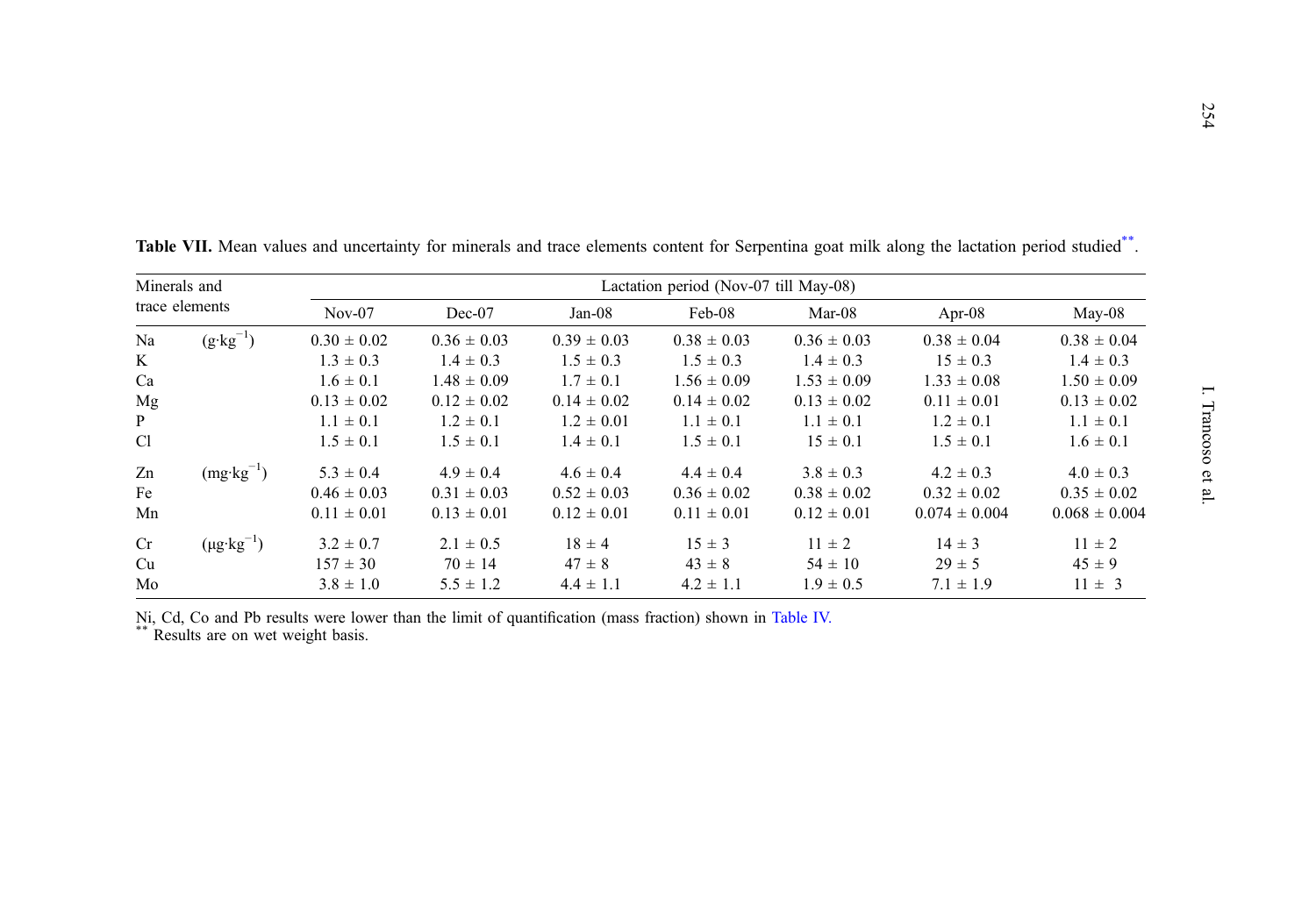**Table VII.** Mean values and uncertainty for minerals and trace elements content for Serpentina goat milk along the lactation period studied[**].

| Minerals and trace elements | | Lactation period (Nov-07 till May-08) | | | | | | |
|---|---|---|---|---|---|---|---|---|
| | | Nov-07 | Dec-07 | Jan-08 | Feb-08 | Mar-08 | Apr-08 | May-08 |
| Na | $(g \cdot kg^{-1})$ | 0.30 ± 0.02 | 0.36 ± 0.03 | 0.39 ± 0.03 | 0.38 ± 0.03 | 0.36 ± 0.03 | 0.38 ± 0.04 | 0.38 ± 0.04 |
| K | | 1.3 ± 0.3 | 1.4 ± 0.3 | 1.5 ± 0.3 | 1.5 ± 0.3 | 1.4 ± 0.3 | 15 ± 0.3 | 1.4 ± 0.3 |
| Ca | | 1.6 ± 0.1 | 1.48 ± 0.09 | 1.7 ± 0.1 | 1.56 ± 0.09 | 1.53 ± 0.09 | 1.33 ± 0.08 | 1.50 ± 0.09 |
| Mg | | 0.13 ± 0.02 | 0.12 ± 0.02 | 0.14 ± 0.02 | 0.14 ± 0.02 | 0.13 ± 0.02 | 0.11 ± 0.01 | 0.13 ± 0.02 |
| P | | 1.1 ± 0.1 | 1.2 ± 0.1 | 1.2 ± 0.01 | 1.1 ± 0.1 | 1.1 ± 0.1 | 1.2 ± 0.1 | 1.1 ± 0.1 |
| Cl | | 1.5 ± 0.1 | 1.5 ± 0.1 | 1.4 ± 0.1 | 1.5 ± 0.1 | 15 ± 0.1 | 1.5 ± 0.1 | 1.6 ± 0.1 |
| Zn | $(mg \cdot kg^{-1})$ | 5.3 ± 0.4 | 4.9 ± 0.4 | 4.6 ± 0.4 | 4.4 ± 0.4 | 3.8 ± 0.3 | 4.2 ± 0.3 | 4.0 ± 0.3 |
| Fe | | 0.46 ± 0.03 | 0.31 ± 0.03 | 0.52 ± 0.03 | 0.36 ± 0.02 | 0.38 ± 0.02 | 0.32 ± 0.02 | 0.35 ± 0.02 |
| Mn | | 0.11 ± 0.01 | 0.13 ± 0.01 | 0.12 ± 0.01 | 0.11 ± 0.01 | 0.12 ± 0.01 | 0.074 ± 0.004 | 0.068 ± 0.004 |
| Cr | $(\mu g \cdot kg^{-1})$ | 3.2 ± 0.7 | 2.1 ± 0.5 | 18 ± 4 | 15 ± 3 | 11 ± 2 | 14 ± 3 | 11 ± 2 |
| Cu | | 157 ± 30 | 70 ± 14 | 47 ± 8 | 43 ± 8 | 54 ± 10 | 29 ± 5 | 45 ± 9 |
| Mo | | 3.8 ± 1.0 | 5.5 ± 1.2 | 4.4 ± 1.1 | 4.2 ± 1.1 | 1.9 ± 0.5 | 7.1 ± 1.9 | 11 ± 3 |

Ni, Cd, Co and Pb results were lower than the limit of quantification (mass fraction) shown in Table IV.
[**] Results are on wet weight basis.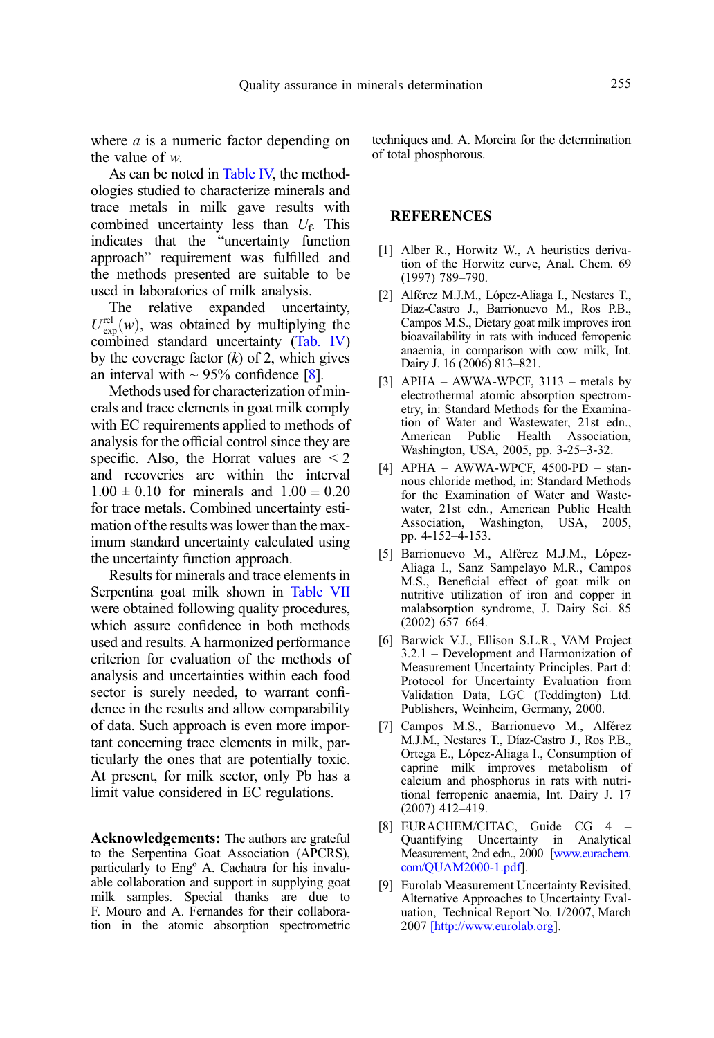where $a$ is a numeric factor depending on the value of $w$.

As can be noted in Table IV, the methodologies studied to characterize minerals and trace metals in milk gave results with combined uncertainty less than $U_f$. This indicates that the "uncertainty function approach" requirement was fulfilled and the methods presented are suitable to be used in laboratories of milk analysis.

The relative expanded uncertainty, $U_{exp}^{rel}(w)$, was obtained by multiplying the combined standard uncertainty (Tab. IV) by the coverage factor ($k$) of 2, which gives an interval with ~ 95% confidence [8].

Methods used for characterization of minerals and trace elements in goat milk comply with EC requirements applied to methods of analysis for the official control since they are specific. Also, the Horrat values are < 2 and recoveries are within the interval 1.00 ± 0.10 for minerals and 1.00 ± 0.20 for trace metals. Combined uncertainty estimation of the results was lower than the maximum standard uncertainty calculated using the uncertainty function approach.

Results for minerals and trace elements in Serpentina goat milk shown in Table VII were obtained following quality procedures, which assure confidence in both methods used and results. A harmonized performance criterion for evaluation of the methods of analysis and uncertainties within each food sector is surely needed, to warrant confidence in the results and allow comparability of data. Such approach is even more important concerning trace elements in milk, particularly the ones that are potentially toxic. At present, for milk sector, only Pb has a limit value considered in EC regulations.

**Acknowledgements:** The authors are grateful to the Serpentina Goat Association (APCRS), particularly to Engº A. Cachatra for his invaluable collaboration and support in supplying goat milk samples. Special thanks are due to F. Mouro and A. Fernandes for their collaboration in the atomic absorption spectrometric techniques and. A. Moreira for the determination of total phosphorous.

## REFERENCES

[1] Alber R., Horwitz W., A heuristics derivation of the Horwitz curve, Anal. Chem. 69 (1997) 789–790.

[2] Alférez M.J.M., López-Aliaga I., Nestares T., Díaz-Castro J., Barrionuevo M., Ros P.B., Campos M.S., Dietary goat milk improves iron bioavailability in rats with induced ferropenic anaemia, in comparison with cow milk, Int. Dairy J. 16 (2006) 813–821.

[3] APHA – AWWA-WPCF, 3113 – metals by electrothermal atomic absorption spectrometry, in: Standard Methods for the Examination of Water and Wastewater, 21st edn., American Public Health Association, Washington, USA, 2005, pp. 3-25–3-32.

[4] APHA – AWWA-WPCF, 4500-PD – stannous chloride method, in: Standard Methods for the Examination of Water and Wastewater, 21st edn., American Public Health Association, Washington, USA, 2005, pp. 4-152–4-153.

[5] Barrionuevo M., Alférez M.J.M., López-Aliaga I., Sanz Sampelayo M.R., Campos M.S., Beneficial effect of goat milk on nutritive utilization of iron and copper in malabsorption syndrome, J. Dairy Sci. 85 (2002) 657–664.

[6] Barwick V.J., Ellison S.L.R., VAM Project 3.2.1 – Development and Harmonization of Measurement Uncertainty Principles. Part d: Protocol for Uncertainty Evaluation from Validation Data, LGC (Teddington) Ltd. Publishers, Weinheim, Germany, 2000.

[7] Campos M.S., Barrionuevo M., Alférez M.J.M., Nestares T., Díaz-Castro J., Ros P.B., Ortega E., López-Aliaga I., Consumption of caprine milk improves metabolism of calcium and phosphorus in rats with nutritional ferropenic anaemia, Int. Dairy J. 17 (2007) 412–419.

[8] EURACHEM/CITAC, Guide CG 4 – Quantifying Uncertainty in Analytical Measurement, 2nd edn., 2000 [www.eurachem.com/QUAM2000-1.pdf].

[9] Eurolab Measurement Uncertainty Revisited, Alternative Approaches to Uncertainty Evaluation, Technical Report No. 1/2007, March 2007 [http://www.eurolab.org].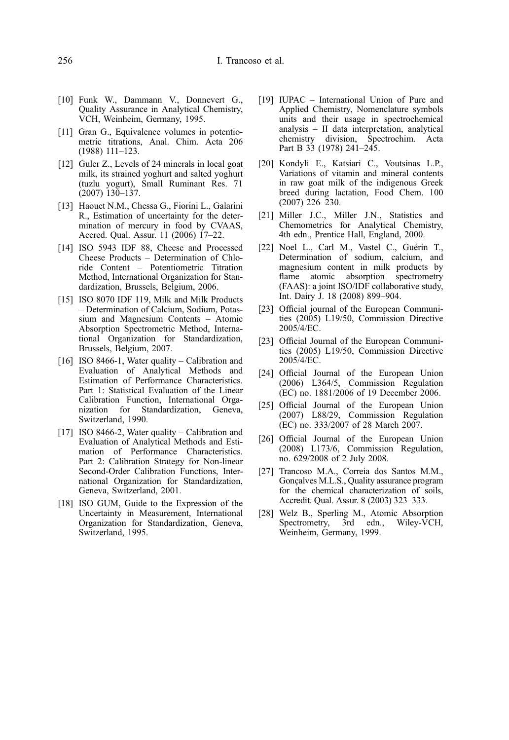[10] Funk W., Dammann V., Donnevert G., Quality Assurance in Analytical Chemistry, VCH, Weinheim, Germany, 1995.

[11] Gran G., Equivalence volumes in potentiometric titrations, Anal. Chim. Acta 206 (1988) 111–123.

[12] Guler Z., Levels of 24 minerals in local goat milk, its strained yoghurt and salted yoghurt (tuzlu yogurt), Small Ruminant Res. 71 (2007) 130–137.

[13] Haouet N.M., Chessa G., Fiorini L., Galarini R., Estimation of uncertainty for the determination of mercury in food by CVAAS, Accred. Qual. Assur. 11 (2006) 17–22.

[14] ISO 5943 IDF 88, Cheese and Processed Cheese Products – Determination of Chloride Content – Potentiometric Titration Method, International Organization for Standardization, Brussels, Belgium, 2006.

[15] ISO 8070 IDF 119, Milk and Milk Products – Determination of Calcium, Sodium, Potassium and Magnesium Contents – Atomic Absorption Spectrometric Method, International Organization for Standardization, Brussels, Belgium, 2007.

[16] ISO 8466-1, Water quality – Calibration and Evaluation of Analytical Methods and Estimation of Performance Characteristics. Part 1: Statistical Evaluation of the Linear Calibration Function, International Organization for Standardization, Geneva, Switzerland, 1990.

[17] ISO 8466-2, Water quality – Calibration and Evaluation of Analytical Methods and Estimation of Performance Characteristics. Part 2: Calibration Strategy for Non-linear Second-Order Calibration Functions, International Organization for Standardization, Geneva, Switzerland, 2001.

[18] ISO GUM, Guide to the Expression of the Uncertainty in Measurement, International Organization for Standardization, Geneva, Switzerland, 1995.

[19] IUPAC – International Union of Pure and Applied Chemistry, Nomenclature symbols units and their usage in spectrochemical analysis – II data interpretation, analytical chemistry division, Spectrochim. Acta Part B 33 (1978) 241–245.

[20] Kondyli E., Katsiari C., Voutsinas L.P., Variations of vitamin and mineral contents in raw goat milk of the indigenous Greek breed during lactation, Food Chem. 100 (2007) 226–230.

[21] Miller J.C., Miller J.N., Statistics and Chemometrics for Analytical Chemistry, 4th edn., Prentice Hall, England, 2000.

[22] Noel L., Carl M., Vastel C., Guérin T., Determination of sodium, calcium, and magnesium content in milk products by flame atomic absorption spectrometry (FAAS): a joint ISO/IDF collaborative study, Int. Dairy J. 18 (2008) 899–904.

[23] Official journal of the European Communities (2005) L19/50, Commission Directive 2005/4/EC.

[23] Official Journal of the European Communities (2005) L19/50, Commission Directive 2005/4/EC.

[24] Official Journal of the European Union (2006) L364/5, Commission Regulation (EC) no. 1881/2006 of 19 December 2006.

[25] Official Journal of the European Union (2007) L88/29, Commission Regulation (EC) no. 333/2007 of 28 March 2007.

[26] Official Journal of the European Union (2008) L173/6, Commission Regulation, no. 629/2008 of 2 July 2008.

[27] Trancoso M.A., Correia dos Santos M.M., Gonçalves M.L.S., Quality assurance program for the chemical characterization of soils, Accredit. Qual. Assur. 8 (2003) 323–333.

[28] Welz B., Sperling M., Atomic Absorption Spectrometry, 3rd edn., Wiley-VCH, Weinheim, Germany, 1999.